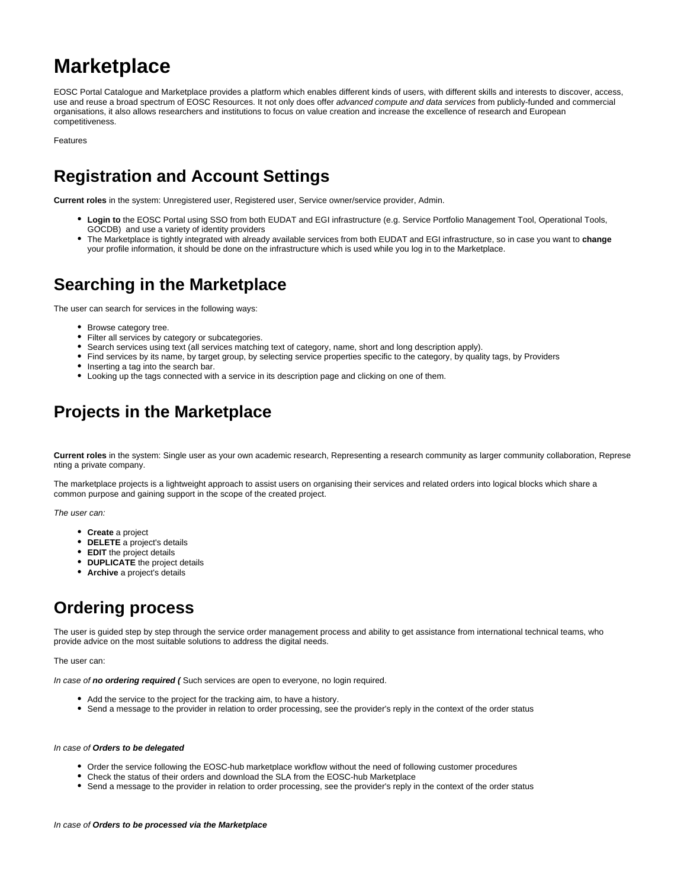# Marketplace

EOSC Portal Catalogue and Marketplace provides a platform which enables different kinds of users, with different skills and interests to discover, access, use and reuse a broad spectrum of EOSC Resources. It not only does offer *advanced compute and data services* from publicly-funded and commercial organisations, it also allows researchers and institutions to focus on value creation and increase the excellence of research and European competitiveness.

Features

# Registration and Account Settings

**Current roles** in the system: Unregistered user, Registered user, Service owner/service provider, Admin.

- **Login to** the EOSC Portal using SSO from both EUDAT and EGI infrastructure (e.g. Service Portfolio Management Tool, Operational Tools, GOCDB) and use a variety of identity providers
- The Marketplace is tightly integrated with already available services from both EUDAT and EGI infrastructure, so in case you want to **change** your profile information, it should be done on the infrastructure which is used while you log in to the Marketplace.

# Searching in the Marketplace

The user can search for services in the following ways:

- Browse category tree.
- Filter all services by category or subcategories.
- Search services using text (all services matching text of category, name, short and long description apply).
- Find services by its name, by target group, by selecting service properties specific to the category, by quality tags, by Providers
- Inserting a tag into the search bar.
- Looking up the tags connected with a service in its description page and clicking on one of them.

# Projects in the Marketplace

**Current roles** in the system: Single user as your own academic research, Representing a research community as larger community collaboration, Representing a private company.

The marketplace projects is a lightweight approach to assist users on organising their services and related orders into logical blocks which share a common purpose and gaining support in the scope of the created project.

*The user can:*

- **Create** a project
- **DELETE** a project's details
- **EDIT** the project details
- **DUPLICATE** the project details
- **Archive** a project's details

# Ordering process

The user is guided step by step through the service order management process and ability to get assistance from international technical teams, who provide advice on the most suitable solutions to address the digital needs.

The user can:

*In case of **no ordering required (*** Such services are open to everyone, no login required.

- Add the service to the project for the tracking aim, to have a history.
- Send a message to the provider in relation to order processing, see the provider's reply in the context of the order status

*In case of **Orders to be delegated***

- Order the service following the EOSC-hub marketplace workflow without the need of following customer procedures
- Check the status of their orders and download the SLA from the EOSC-hub Marketplace
- Send a message to the provider in relation to order processing, see the provider's reply in the context of the order status

*In case of **Orders to be processed via the Marketplace***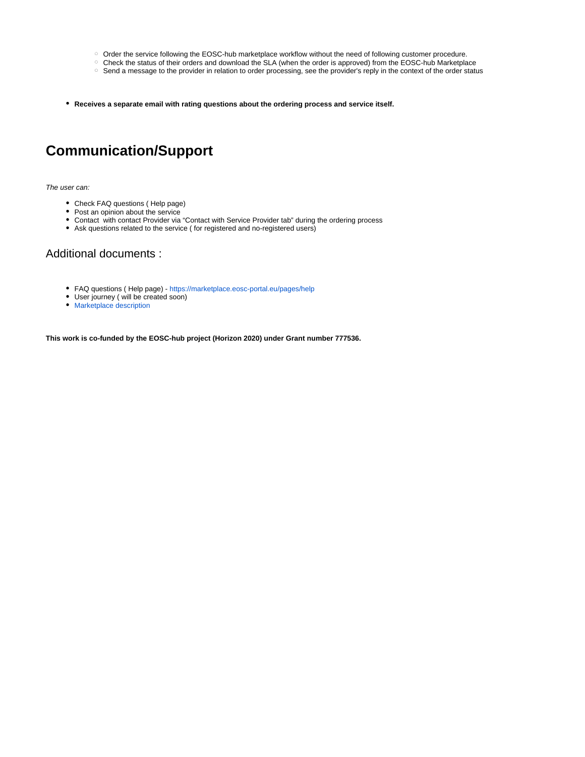- Order the service following the EOSC-hub marketplace workflow without the need of following customer procedure.
  - Check the status of their orders and download the SLA (when the order is approved) from the EOSC-hub Marketplace
  - Send a message to the provider in relation to order processing, see the provider's reply in the context of the order status

- **Receives a separate email with rating questions about the ordering process and service itself.**

# Communication/Support

*The user can:*

- Check FAQ questions ( Help page)
- Post an opinion about the service
- Contact  with contact Provider via “Contact with Service Provider tab” during the ordering process
- Ask questions related to the service ( for registered and no-registered users)

## Additional documents :

- FAQ questions ( Help page) - https://marketplace.eosc-portal.eu/pages/help
- User journey ( will be created soon)
- Marketplace description

**This work is co-funded by the EOSC-hub project (Horizon 2020) under Grant number 777536.**